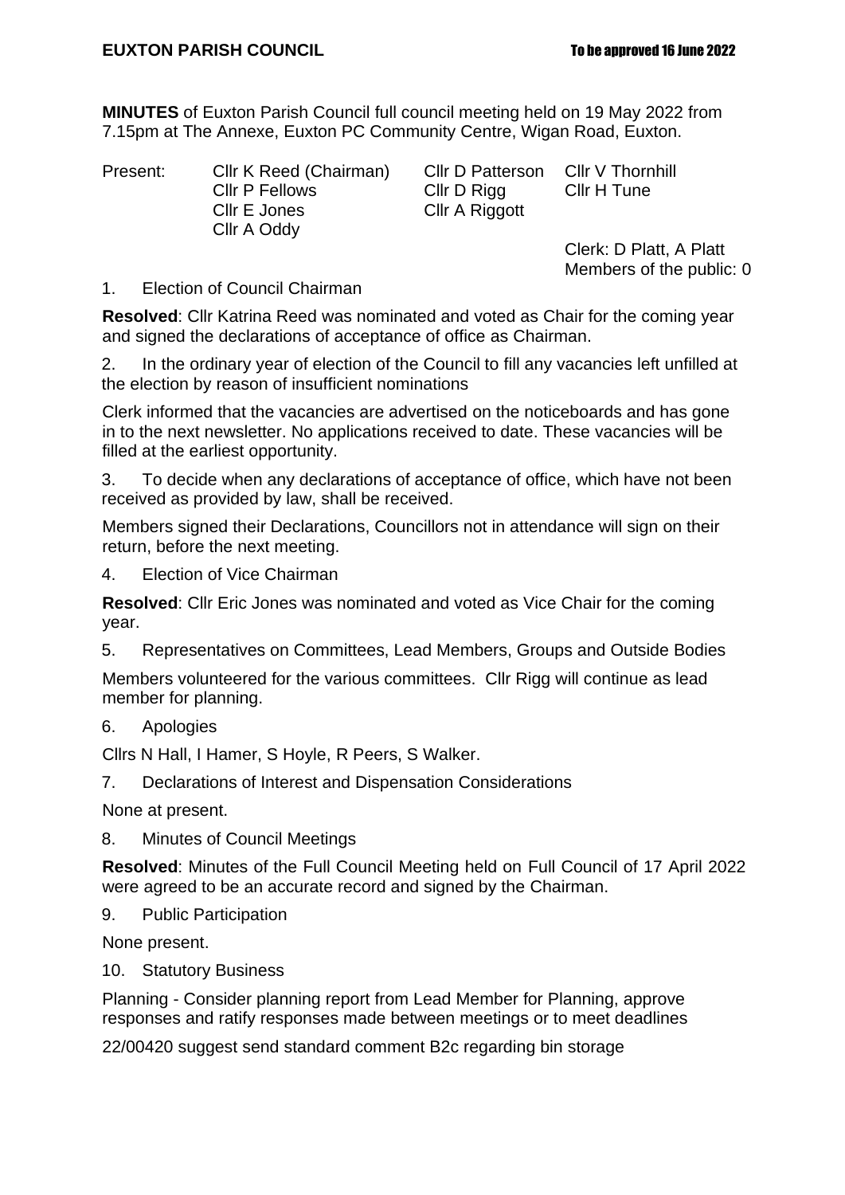**EUXTON PARISH COUNCIL** To be approved 16 June 2022

**MINUTES** of Euxton Parish Council full council meeting held on 19 May 2022 from 7.15pm at The Annexe, Euxton PC Community Centre, Wigan Road, Euxton.

Present: Cllr K Reed (Chairman), Cllr P Fellows, Cllr E Jones, Cllr A Oddy, Cllr D Patterson, Cllr D Rigg, Cllr A Riggott, Cllr V Thornhill, Cllr H Tune

Clerk: D Platt, A Platt
Members of the public: 0

1. Election of Council Chairman

**Resolved**: Cllr Katrina Reed was nominated and voted as Chair for the coming year and signed the declarations of acceptance of office as Chairman.

2. In the ordinary year of election of the Council to fill any vacancies left unfilled at the election by reason of insufficient nominations

Clerk informed that the vacancies are advertised on the noticeboards and has gone in to the next newsletter. No applications received to date. These vacancies will be filled at the earliest opportunity.

3. To decide when any declarations of acceptance of office, which have not been received as provided by law, shall be received.

Members signed their Declarations, Councillors not in attendance will sign on their return, before the next meeting.

4. Election of Vice Chairman

**Resolved**: Cllr Eric Jones was nominated and voted as Vice Chair for the coming year.

5. Representatives on Committees, Lead Members, Groups and Outside Bodies

Members volunteered for the various committees. Cllr Rigg will continue as lead member for planning.

6. Apologies

Cllrs N Hall, I Hamer, S Hoyle, R Peers, S Walker.

7. Declarations of Interest and Dispensation Considerations

None at present.

8. Minutes of Council Meetings

**Resolved**: Minutes of the Full Council Meeting held on Full Council of 17 April 2022 were agreed to be an accurate record and signed by the Chairman.

9. Public Participation

None present.

10. Statutory Business

Planning - Consider planning report from Lead Member for Planning, approve responses and ratify responses made between meetings or to meet deadlines

22/00420 suggest send standard comment B2c regarding bin storage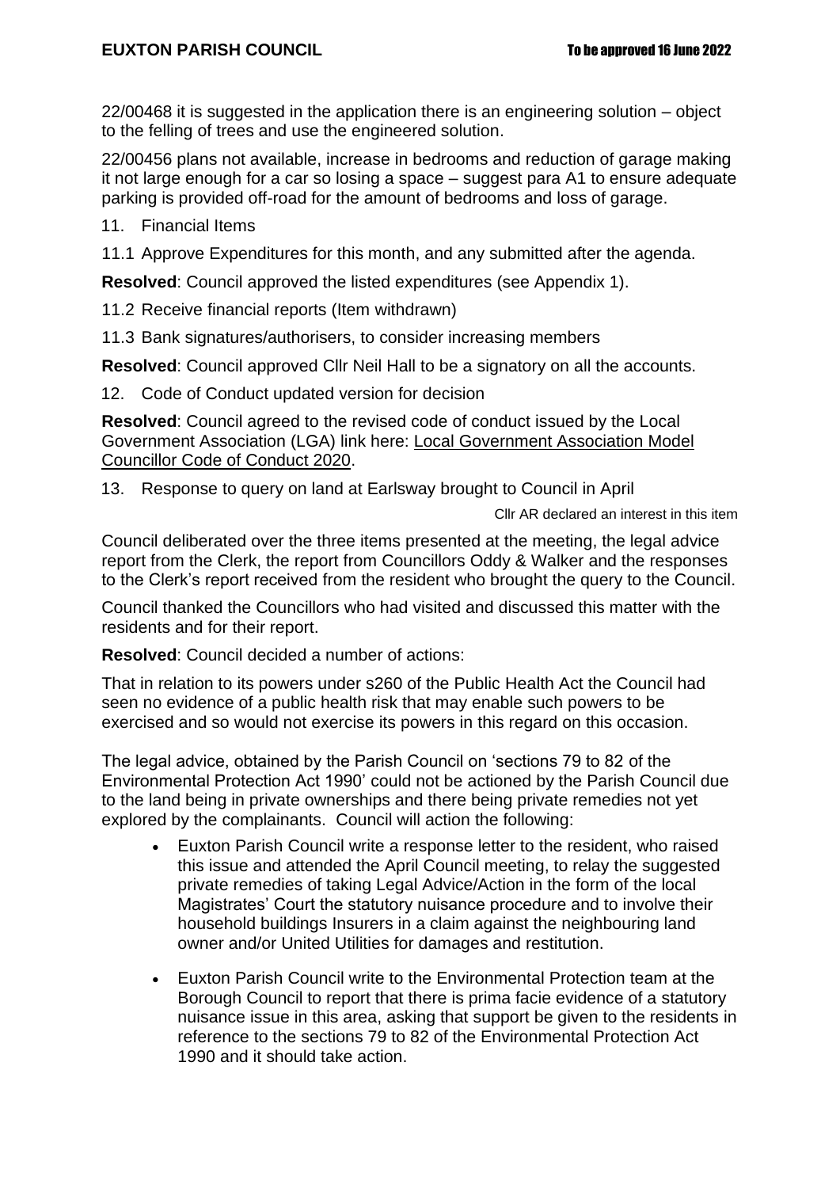22/00468 it is suggested in the application there is an engineering solution – object to the felling of trees and use the engineered solution.

22/00456 plans not available, increase in bedrooms and reduction of garage making it not large enough for a car so losing a space – suggest para A1 to ensure adequate parking is provided off-road for the amount of bedrooms and loss of garage.

11. Financial Items

11.1 Approve Expenditures for this month, and any submitted after the agenda.

**Resolved**: Council approved the listed expenditures (see Appendix 1).

11.2 Receive financial reports (Item withdrawn)

11.3 Bank signatures/authorisers, to consider increasing members

**Resolved**: Council approved Cllr Neil Hall to be a signatory on all the accounts.

12. Code of Conduct updated version for decision

**Resolved**: Council agreed to the revised code of conduct issued by the Local Government Association (LGA) link here: Local Government Association Model Councillor Code of Conduct 2020.

13. Response to query on land at Earlsway brought to Council in April

Cllr AR declared an interest in this item

Council deliberated over the three items presented at the meeting, the legal advice report from the Clerk, the report from Councillors Oddy & Walker and the responses to the Clerk's report received from the resident who brought the query to the Council.

Council thanked the Councillors who had visited and discussed this matter with the residents and for their report.

**Resolved**: Council decided a number of actions:

That in relation to its powers under s260 of the Public Health Act the Council had seen no evidence of a public health risk that may enable such powers to be exercised and so would not exercise its powers in this regard on this occasion.

The legal advice, obtained by the Parish Council on 'sections 79 to 82 of the Environmental Protection Act 1990' could not be actioned by the Parish Council due to the land being in private ownerships and there being private remedies not yet explored by the complainants. Council will action the following:

- Euxton Parish Council write a response letter to the resident, who raised this issue and attended the April Council meeting, to relay the suggested private remedies of taking Legal Advice/Action in the form of the local Magistrates' Court the statutory nuisance procedure and to involve their household buildings Insurers in a claim against the neighbouring land owner and/or United Utilities for damages and restitution.
- Euxton Parish Council write to the Environmental Protection team at the Borough Council to report that there is prima facie evidence of a statutory nuisance issue in this area, asking that support be given to the residents in reference to the sections 79 to 82 of the Environmental Protection Act 1990 and it should take action.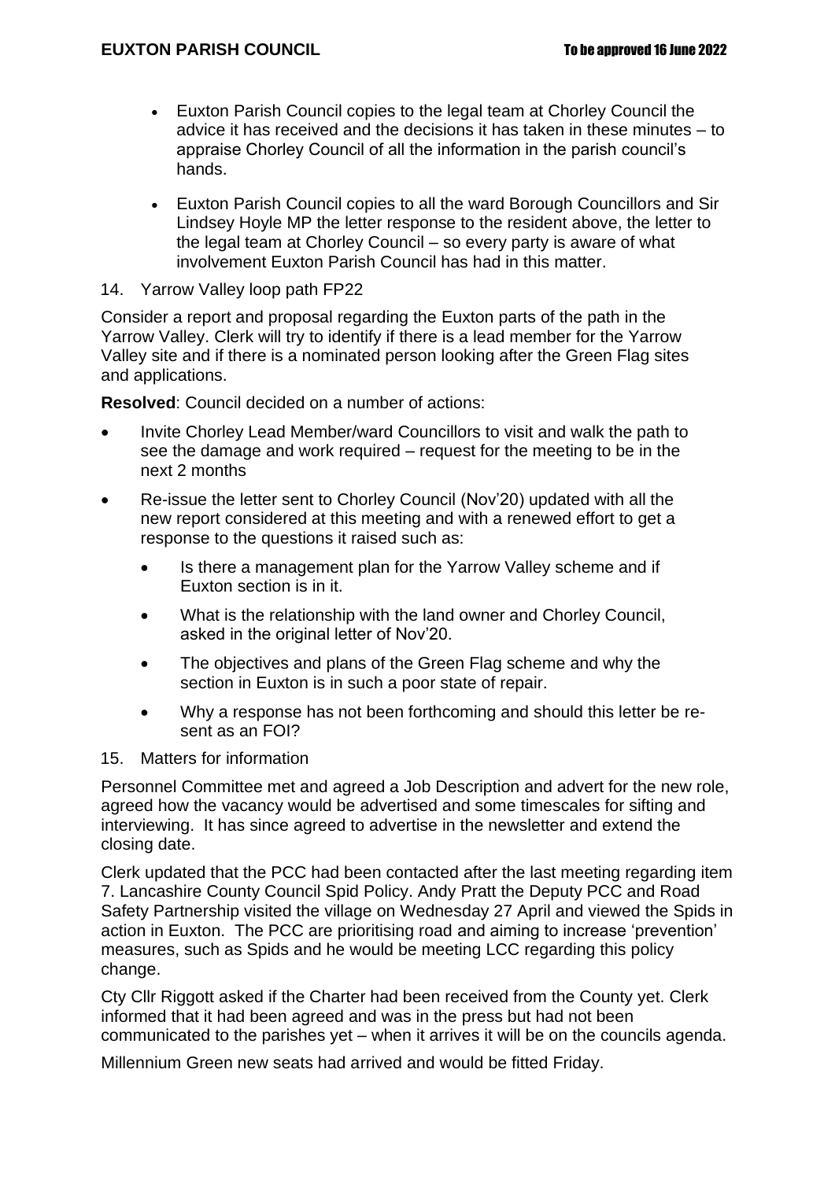- Euxton Parish Council copies to the legal team at Chorley Council the advice it has received and the decisions it has taken in these minutes – to appraise Chorley Council of all the information in the parish council's hands.
- Euxton Parish Council copies to all the ward Borough Councillors and Sir Lindsey Hoyle MP the letter response to the resident above, the letter to the legal team at Chorley Council – so every party is aware of what involvement Euxton Parish Council has had in this matter.

14. Yarrow Valley loop path FP22

Consider a report and proposal regarding the Euxton parts of the path in the Yarrow Valley. Clerk will try to identify if there is a lead member for the Yarrow Valley site and if there is a nominated person looking after the Green Flag sites and applications.

**Resolved**: Council decided on a number of actions:

- Invite Chorley Lead Member/ward Councillors to visit and walk the path to see the damage and work required – request for the meeting to be in the next 2 months
- Re-issue the letter sent to Chorley Council (Nov'20) updated with all the new report considered at this meeting and with a renewed effort to get a response to the questions it raised such as:
  - Is there a management plan for the Yarrow Valley scheme and if Euxton section is in it.
  - What is the relationship with the land owner and Chorley Council, asked in the original letter of Nov'20.
  - The objectives and plans of the Green Flag scheme and why the section in Euxton is in such a poor state of repair.
  - Why a response has not been forthcoming and should this letter be re-sent as an FOI?

15. Matters for information

Personnel Committee met and agreed a Job Description and advert for the new role, agreed how the vacancy would be advertised and some timescales for sifting and interviewing. It has since agreed to advertise in the newsletter and extend the closing date.

Clerk updated that the PCC had been contacted after the last meeting regarding item 7. Lancashire County Council Spid Policy. Andy Pratt the Deputy PCC and Road Safety Partnership visited the village on Wednesday 27 April and viewed the Spids in action in Euxton. The PCC are prioritising road and aiming to increase 'prevention' measures, such as Spids and he would be meeting LCC regarding this policy change.

Cty Cllr Riggott asked if the Charter had been received from the County yet. Clerk informed that it had been agreed and was in the press but had not been communicated to the parishes yet – when it arrives it will be on the councils agenda.

Millennium Green new seats had arrived and would be fitted Friday.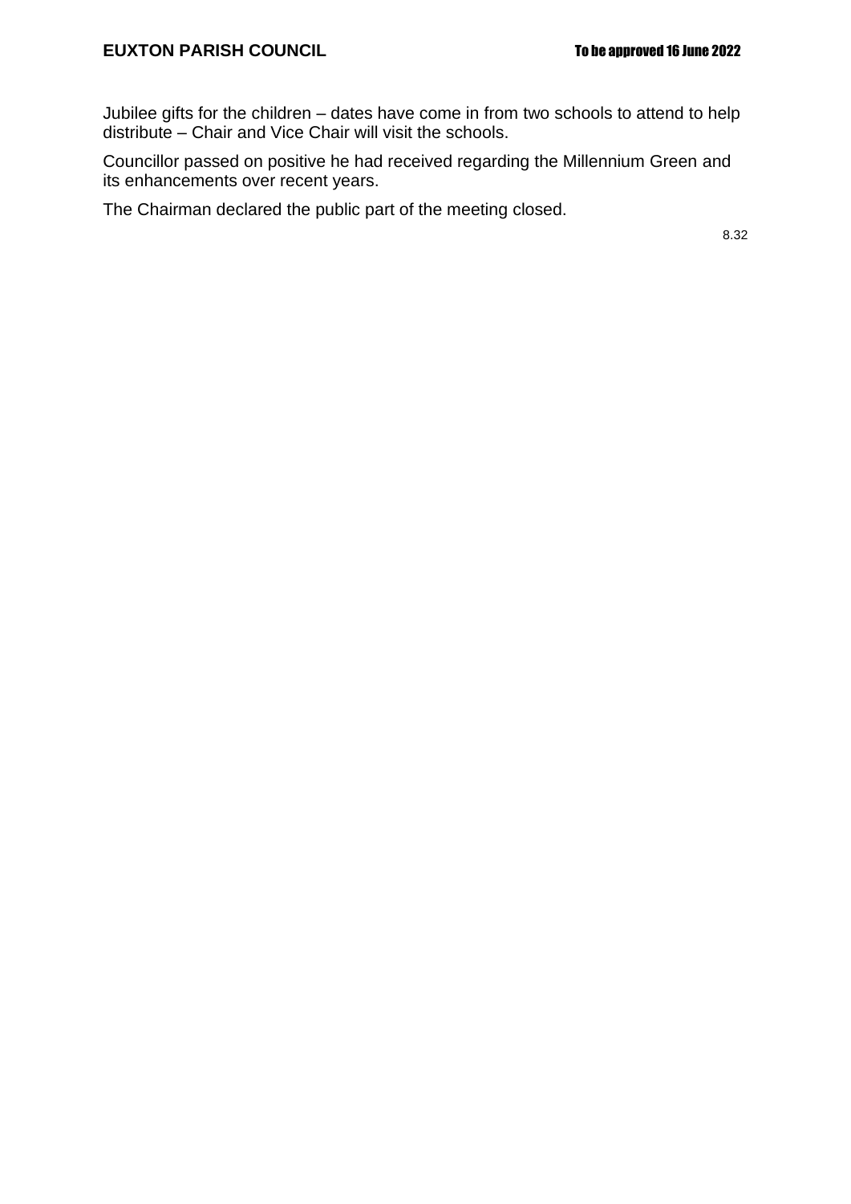Jubilee gifts for the children – dates have come in from two schools to attend to help distribute – Chair and Vice Chair will visit the schools.

Councillor passed on positive he had received regarding the Millennium Green and its enhancements over recent years.

The Chairman declared the public part of the meeting closed.

8.32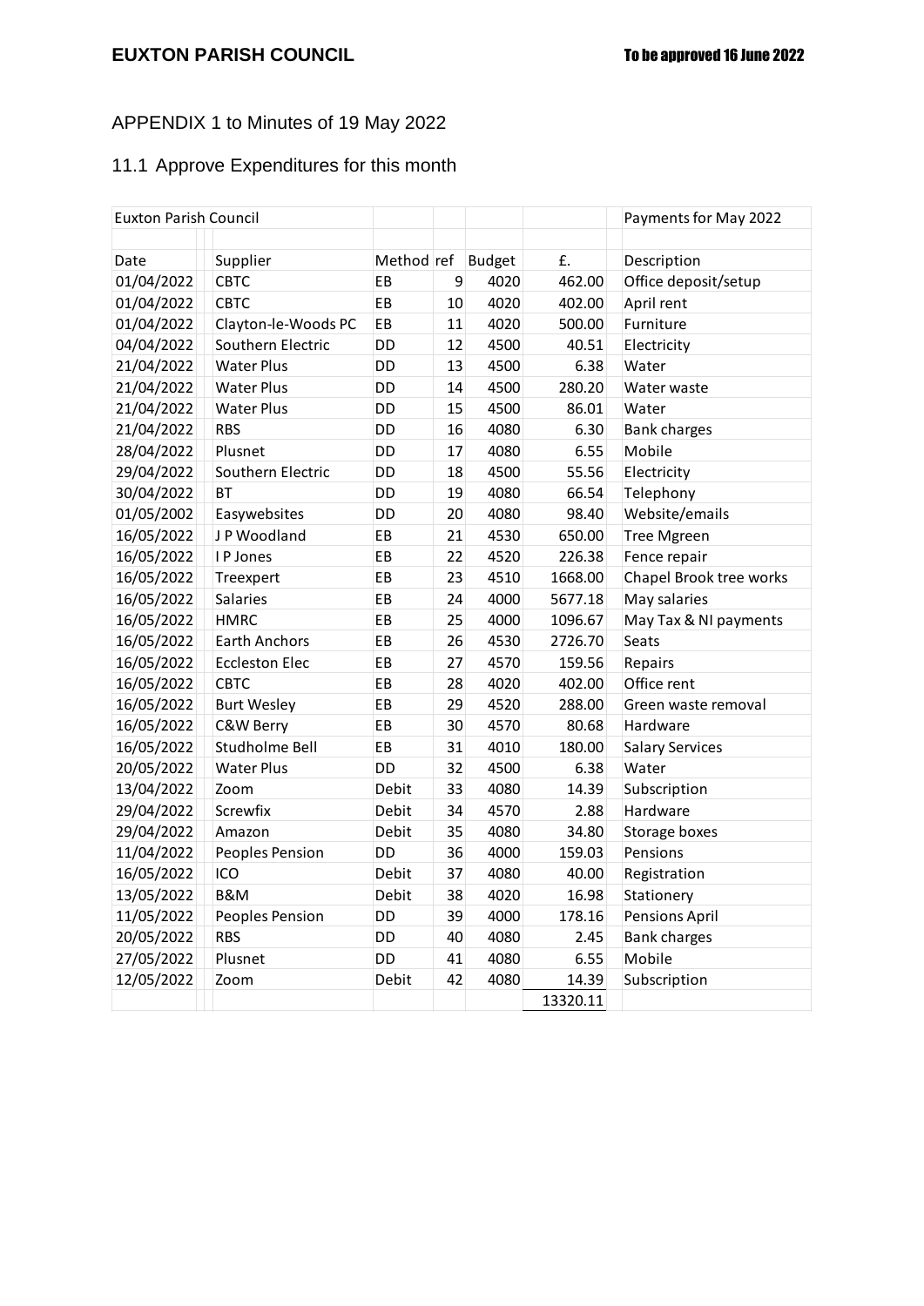APPENDIX 1 to Minutes of 19 May 2022

## 11.1 Approve Expenditures for this month

| Euxton Parish Council | | | | | | Payments for May 2022 |
|---|---|---|---|---|---|---|
| | | | | | | |
| Date | Supplier | Method | ref | Budget | £. | Description |
| 01/04/2022 | CBTC | EB | 9 | 4020 | 462.00 | Office deposit/setup |
| 01/04/2022 | CBTC | EB | 10 | 4020 | 402.00 | April rent |
| 01/04/2022 | Clayton-le-Woods PC | EB | 11 | 4020 | 500.00 | Furniture |
| 04/04/2022 | Southern Electric | DD | 12 | 4500 | 40.51 | Electricity |
| 21/04/2022 | Water Plus | DD | 13 | 4500 | 6.38 | Water |
| 21/04/2022 | Water Plus | DD | 14 | 4500 | 280.20 | Water waste |
| 21/04/2022 | Water Plus | DD | 15 | 4500 | 86.01 | Water |
| 21/04/2022 | RBS | DD | 16 | 4080 | 6.30 | Bank charges |
| 28/04/2022 | Plusnet | DD | 17 | 4080 | 6.55 | Mobile |
| 29/04/2022 | Southern Electric | DD | 18 | 4500 | 55.56 | Electricity |
| 30/04/2022 | BT | DD | 19 | 4080 | 66.54 | Telephony |
| 01/05/2002 | Easywebsites | DD | 20 | 4080 | 98.40 | Website/emails |
| 16/05/2022 | J P Woodland | EB | 21 | 4530 | 650.00 | Tree Mgreen |
| 16/05/2022 | I P Jones | EB | 22 | 4520 | 226.38 | Fence repair |
| 16/05/2022 | Treexpert | EB | 23 | 4510 | 1668.00 | Chapel Brook tree works |
| 16/05/2022 | Salaries | EB | 24 | 4000 | 5677.18 | May salaries |
| 16/05/2022 | HMRC | EB | 25 | 4000 | 1096.67 | May Tax & NI payments |
| 16/05/2022 | Earth Anchors | EB | 26 | 4530 | 2726.70 | Seats |
| 16/05/2022 | Eccleston Elec | EB | 27 | 4570 | 159.56 | Repairs |
| 16/05/2022 | CBTC | EB | 28 | 4020 | 402.00 | Office rent |
| 16/05/2022 | Burt Wesley | EB | 29 | 4520 | 288.00 | Green waste removal |
| 16/05/2022 | C&W Berry | EB | 30 | 4570 | 80.68 | Hardware |
| 16/05/2022 | Studholme Bell | EB | 31 | 4010 | 180.00 | Salary Services |
| 20/05/2022 | Water Plus | DD | 32 | 4500 | 6.38 | Water |
| 13/04/2022 | Zoom | Debit | 33 | 4080 | 14.39 | Subscription |
| 29/04/2022 | Screwfix | Debit | 34 | 4570 | 2.88 | Hardware |
| 29/04/2022 | Amazon | Debit | 35 | 4080 | 34.80 | Storage boxes |
| 11/04/2022 | Peoples Pension | DD | 36 | 4000 | 159.03 | Pensions |
| 16/05/2022 | ICO | Debit | 37 | 4080 | 40.00 | Registration |
| 13/05/2022 | B&M | Debit | 38 | 4020 | 16.98 | Stationery |
| 11/05/2022 | Peoples Pension | DD | 39 | 4000 | 178.16 | Pensions April |
| 20/05/2022 | RBS | DD | 40 | 4080 | 2.45 | Bank charges |
| 27/05/2022 | Plusnet | DD | 41 | 4080 | 6.55 | Mobile |
| 12/05/2022 | Zoom | Debit | 42 | 4080 | 14.39 | Subscription |
| | | | | | 13320.11 | |